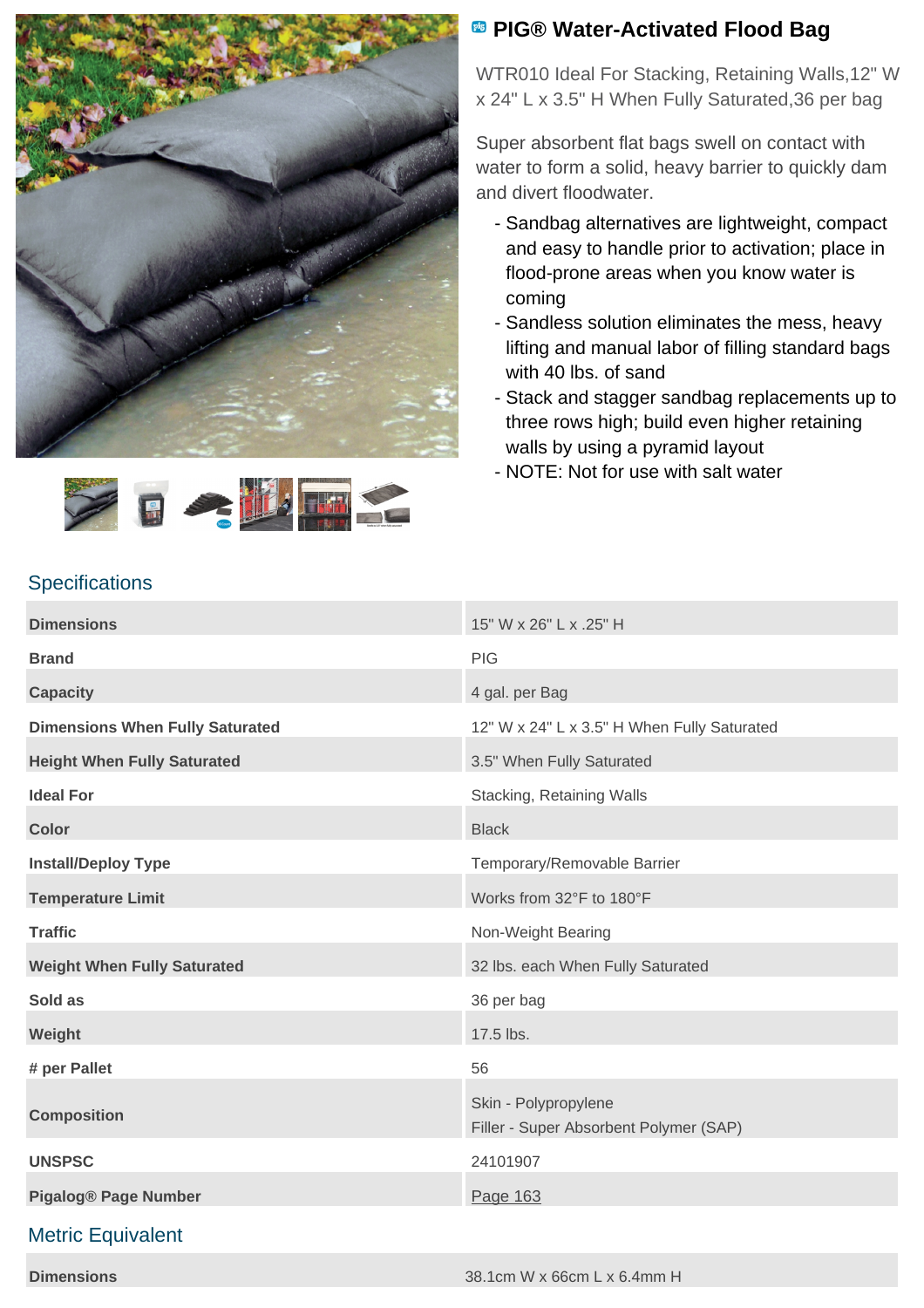# PIG® Water-Activated Flood Bag

WTR010 Ideal For Stacking, Retaining Walls,12" W x 24" L x 3.5" H When Fully Saturated,36 per bag

Super absorbent flat bags swell on contact with water to form a solid, heavy barrier to quickly dam and divert floodwater.

- Sandbag alternatives are lightweight, compact and easy to handle prior to activation; place in flood-prone areas when you know water is coming
- Sandless solution eliminates the mess, heavy lifting and manual labor of filling standard bags with 40 lbs. of sand
- Stack and stagger sandbag replacements up to three rows high; build even higher retaining walls by using a pyramid layout
- NOTE: Not for use with salt water

## Specifications

| | |
|---|---|
| **Dimensions** | 15" W x 26" L x .25" H |
| **Brand** | PIG |
| **Capacity** | 4 gal. per Bag |
| **Dimensions When Fully Saturated** | 12" W x 24" L x 3.5" H When Fully Saturated |
| **Height When Fully Saturated** | 3.5" When Fully Saturated |
| **Ideal For** | Stacking, Retaining Walls |
| **Color** | Black |
| **Install/Deploy Type** | Temporary/Removable Barrier |
| **Temperature Limit** | Works from 32°F to 180°F |
| **Traffic** | Non-Weight Bearing |
| **Weight When Fully Saturated** | 32 lbs. each When Fully Saturated |
| **Sold as** | 36 per bag |
| **Weight** | 17.5 lbs. |
| **# per Pallet** | 56 |
| **Composition** | Skin - Polypropylene<br>Filler - Super Absorbent Polymer (SAP) |
| **UNSPSC** | 24101907 |
| **Pigalog® Page Number** | Page 163 |

## Metric Equivalent

| | |
|---|---|
| **Dimensions** | 38.1cm W x 66cm L x 6.4mm H |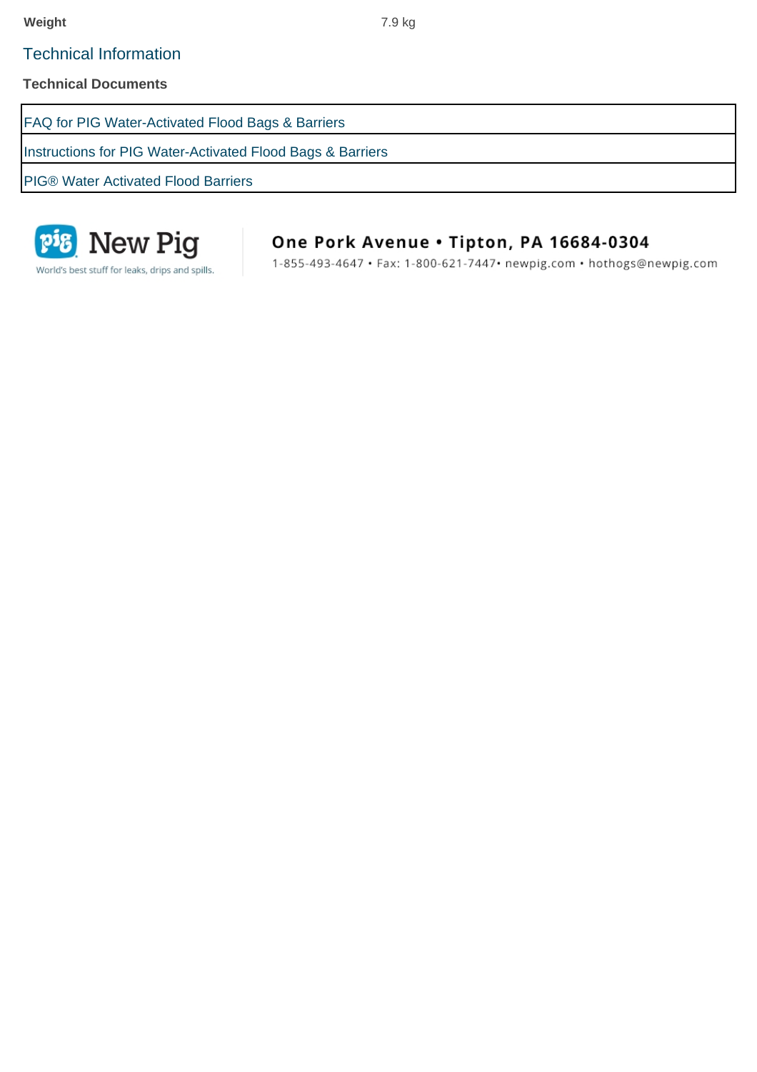| | |
|---|---|
| **Weight** | 7.9 kg |

## Technical Information

**Technical Documents**

| |
|---|
| FAQ for PIG Water-Activated Flood Bags & Barriers |
| Instructions for PIG Water-Activated Flood Bags & Barriers |
| PIG® Water Activated Flood Barriers |

New Pig
World's best stuff for leaks, drips and spills.

One Pork Avenue • Tipton, PA 16684-0304
1-855-493-4647 • Fax: 1-800-621-7447• newpig.com • hothogs@newpig.com